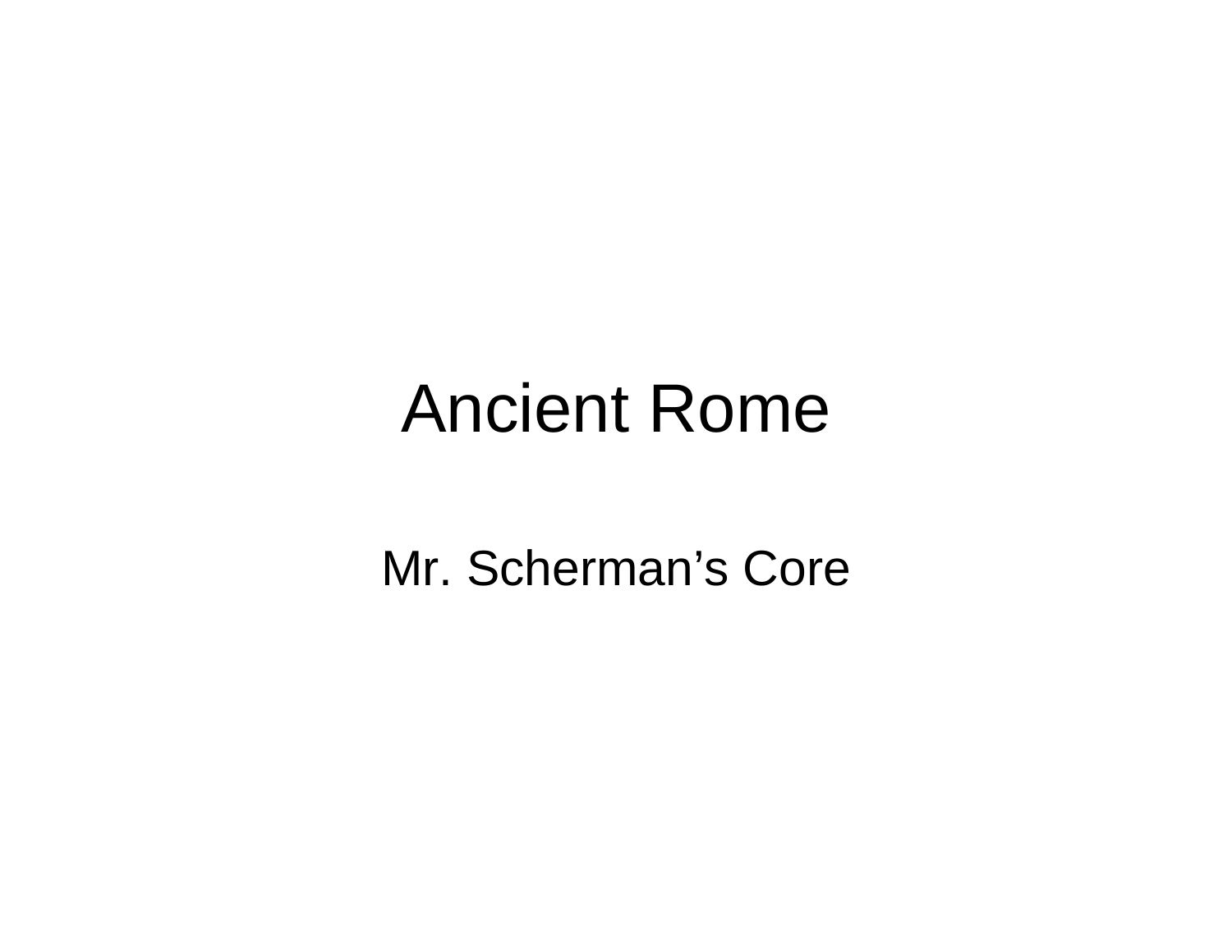# Ancient Rome

Mr. Scherman’s Core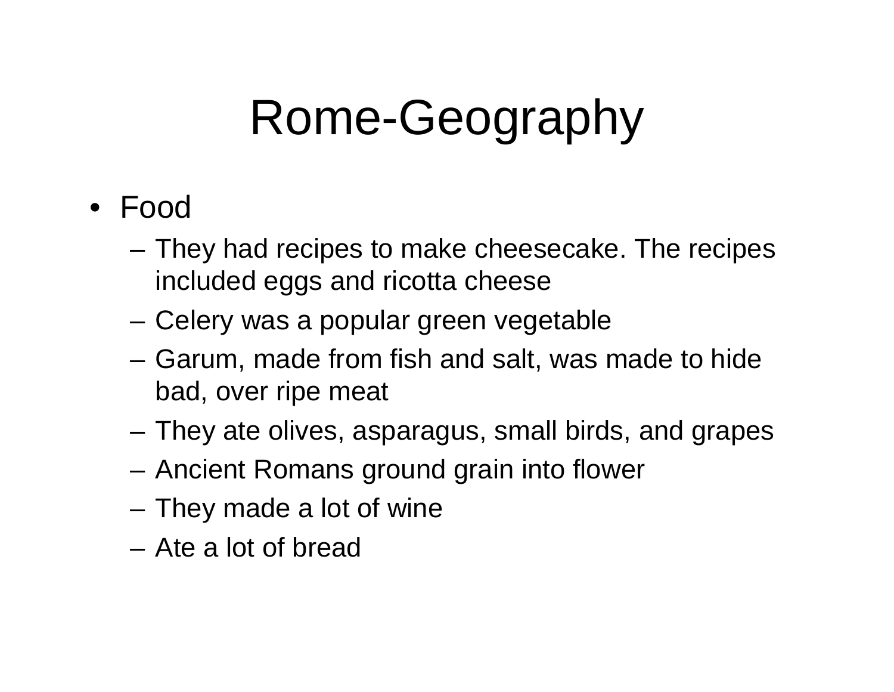# Rome-Geography

- Food
  - They had recipes to make cheesecake. The recipes included eggs and ricotta cheese
  - Celery was a popular green vegetable
  - Garum, made from fish and salt, was made to hide bad, over ripe meat
  - They ate olives, asparagus, small birds, and grapes
  - Ancient Romans ground grain into flower
  - They made a lot of wine
  - Ate a lot of bread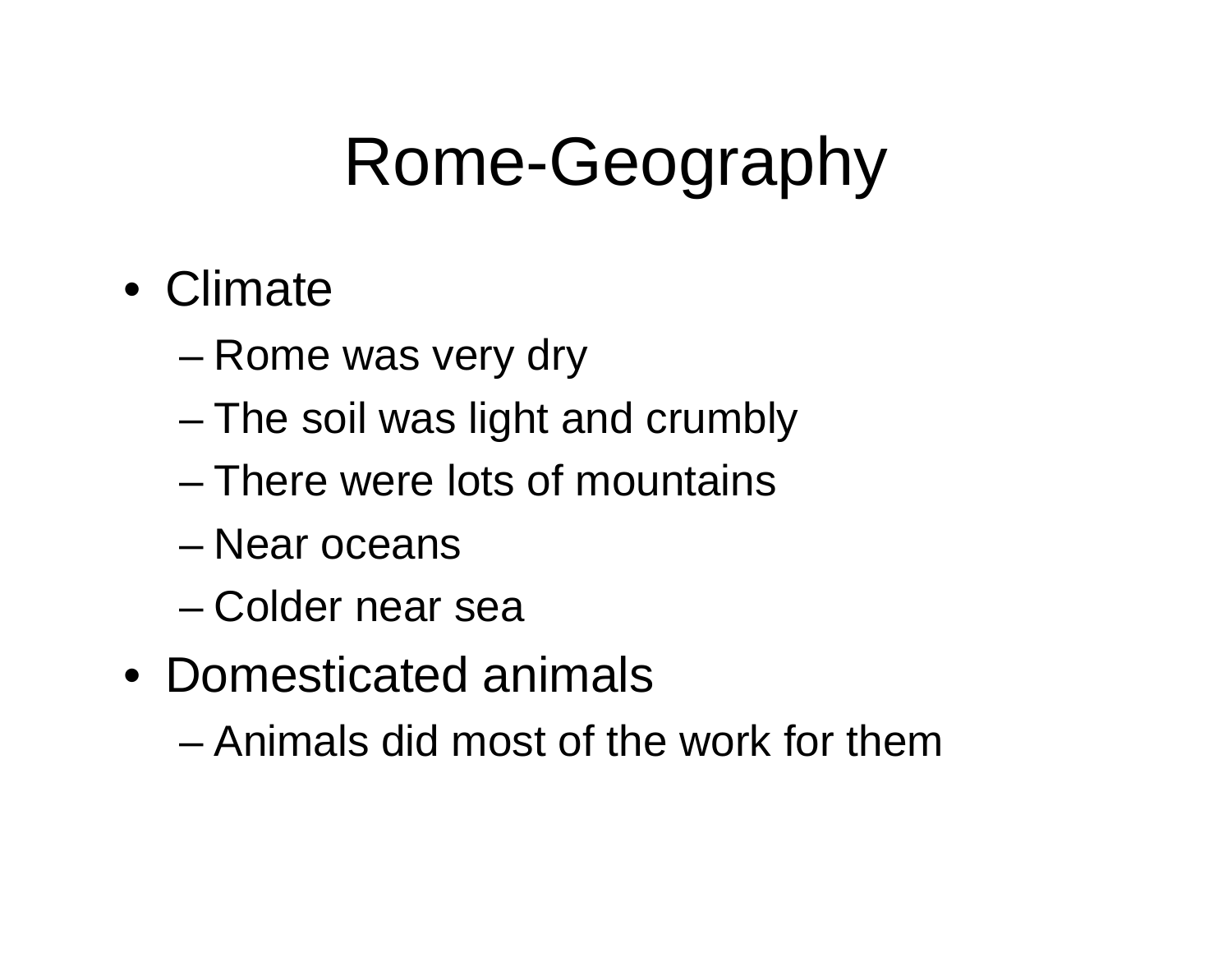# Rome-Geography

- Climate
  - Rome was very dry
  - The soil was light and crumbly
  - There were lots of mountains
  - Near oceans
  - Colder near sea
- Domesticated animals
  - Animals did most of the work for them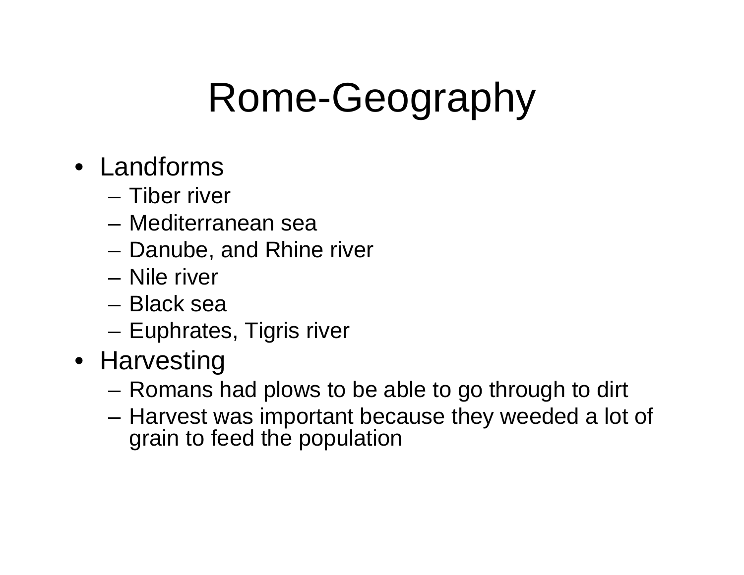# Rome-Geography

- Landforms
  - Tiber river
  - Mediterranean sea
  - Danube, and Rhine river
  - Nile river
  - Black sea
  - Euphrates, Tigris river
- Harvesting
  - Romans had plows to be able to go through to dirt
  - Harvest was important because they weeded a lot of grain to feed the population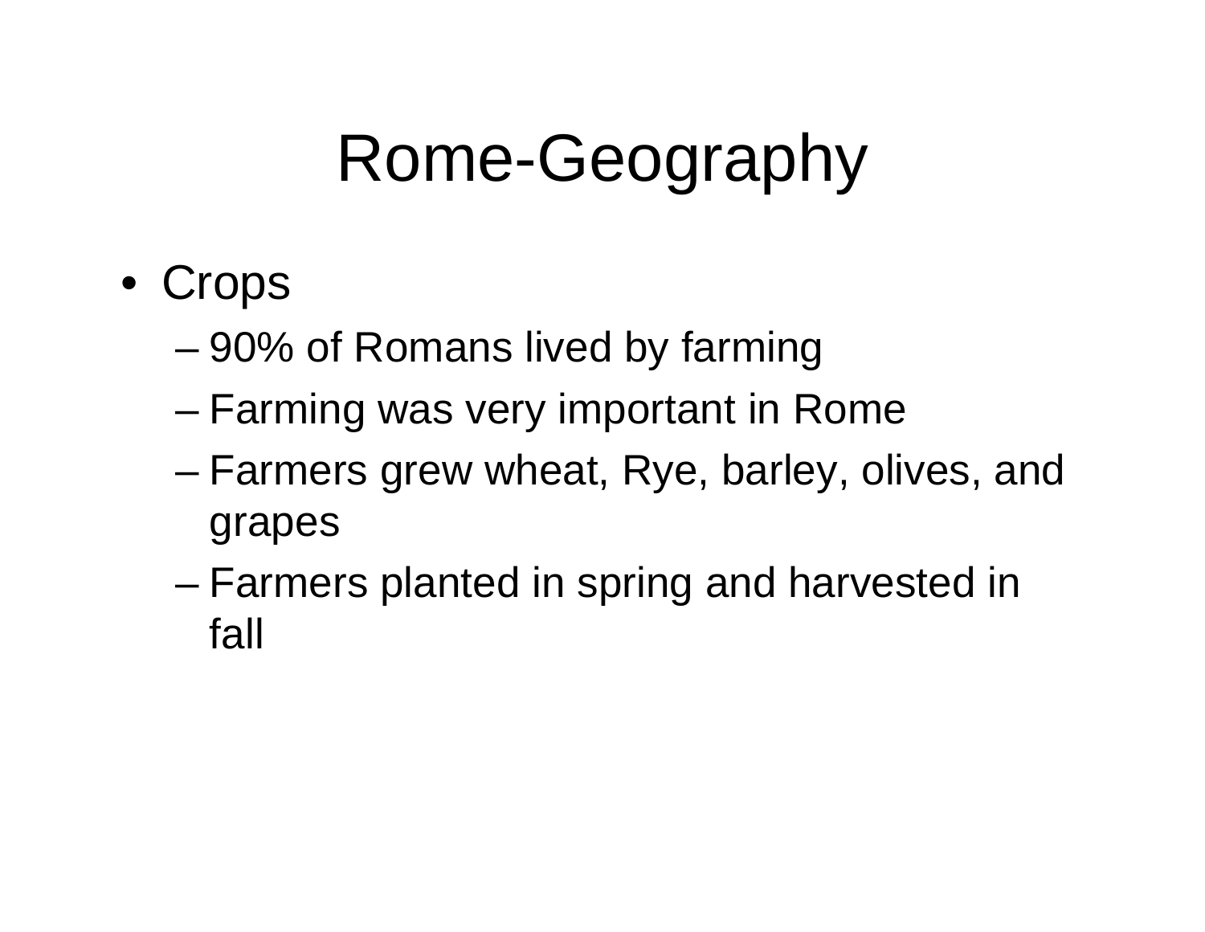# Rome-Geography

- Crops
  - 90% of Romans lived by farming
  - Farming was very important in Rome
  - Farmers grew wheat, Rye, barley, olives, and grapes
  - Farmers planted in spring and harvested in fall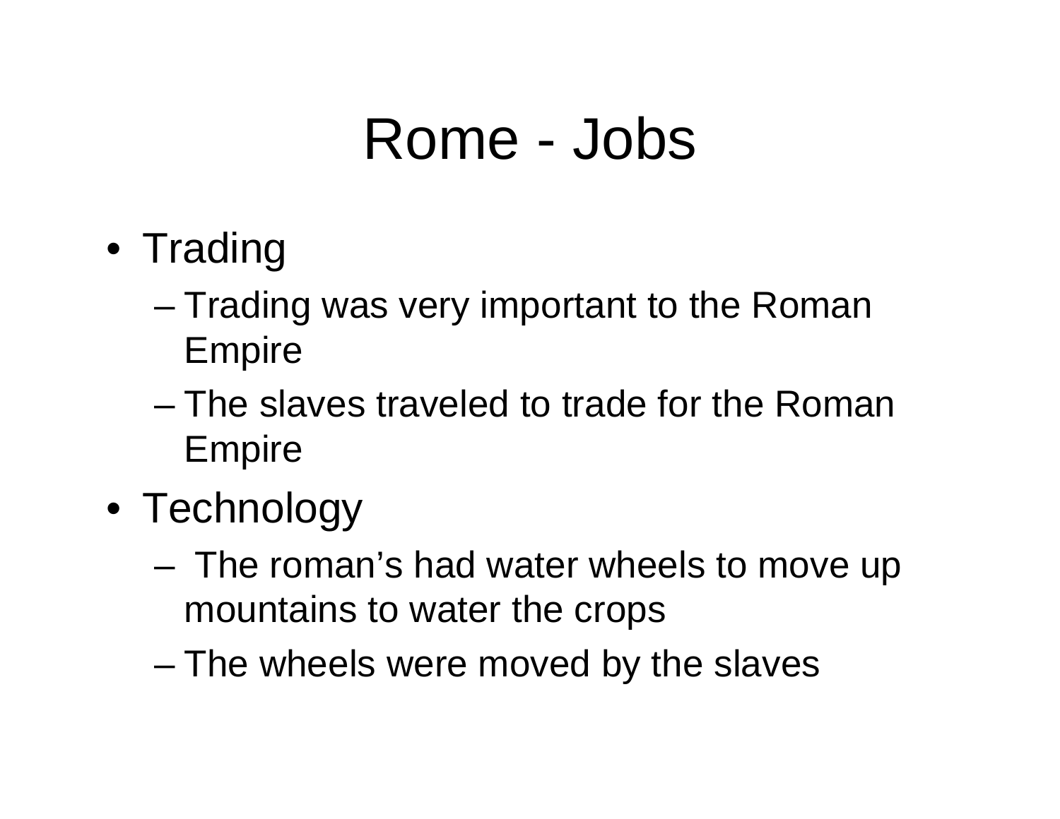# Rome - Jobs

- Trading
  - Trading was very important to the Roman Empire
  - The slaves traveled to trade for the Roman Empire
- Technology
  - The roman's had water wheels to move up mountains to water the crops
  - The wheels were moved by the slaves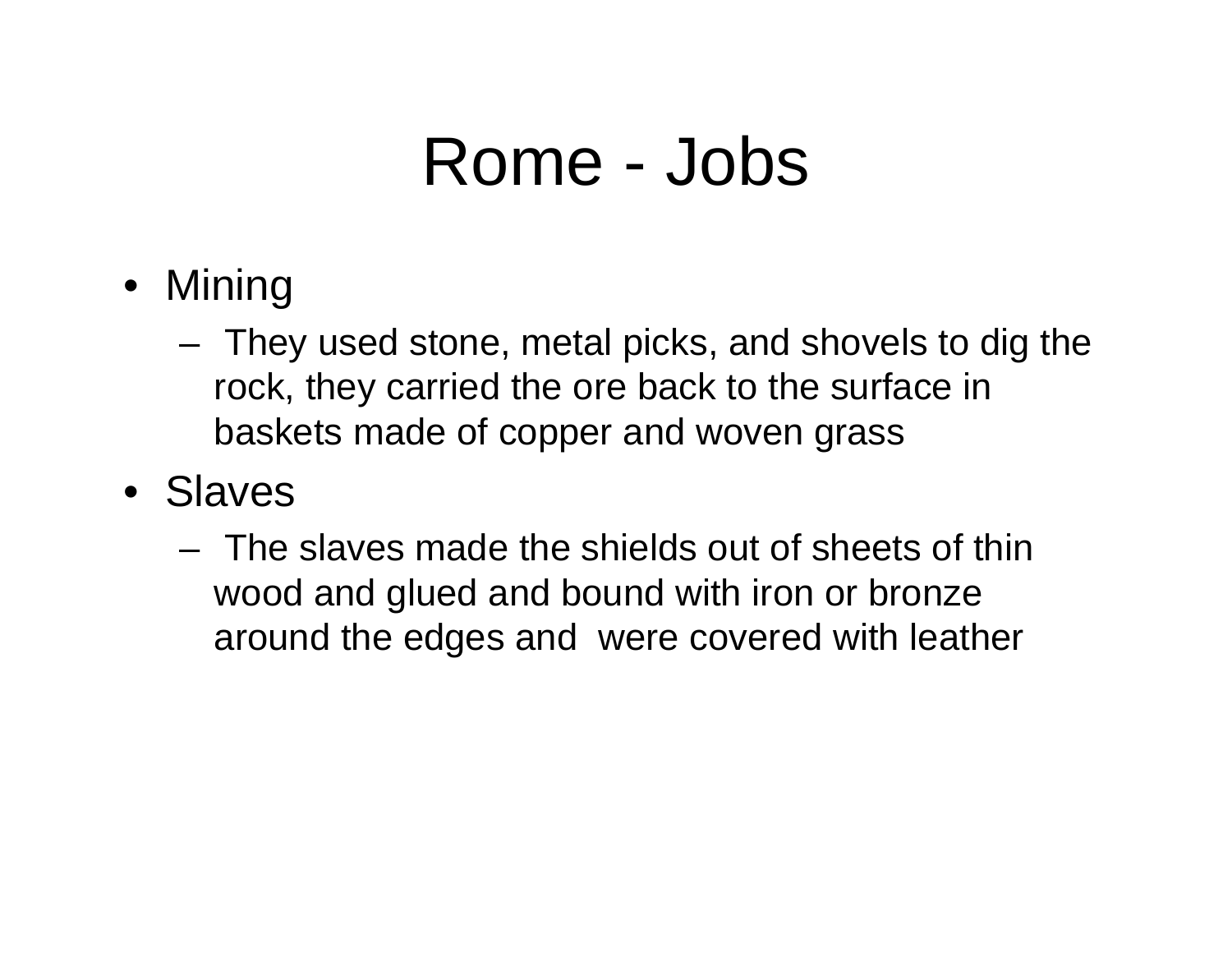# Rome - Jobs

- Mining
  - They used stone, metal picks, and shovels to dig the rock, they carried the ore back to the surface in baskets made of copper and woven grass
- Slaves
  - The slaves made the shields out of sheets of thin wood and glued and bound with iron or bronze around the edges and were covered with leather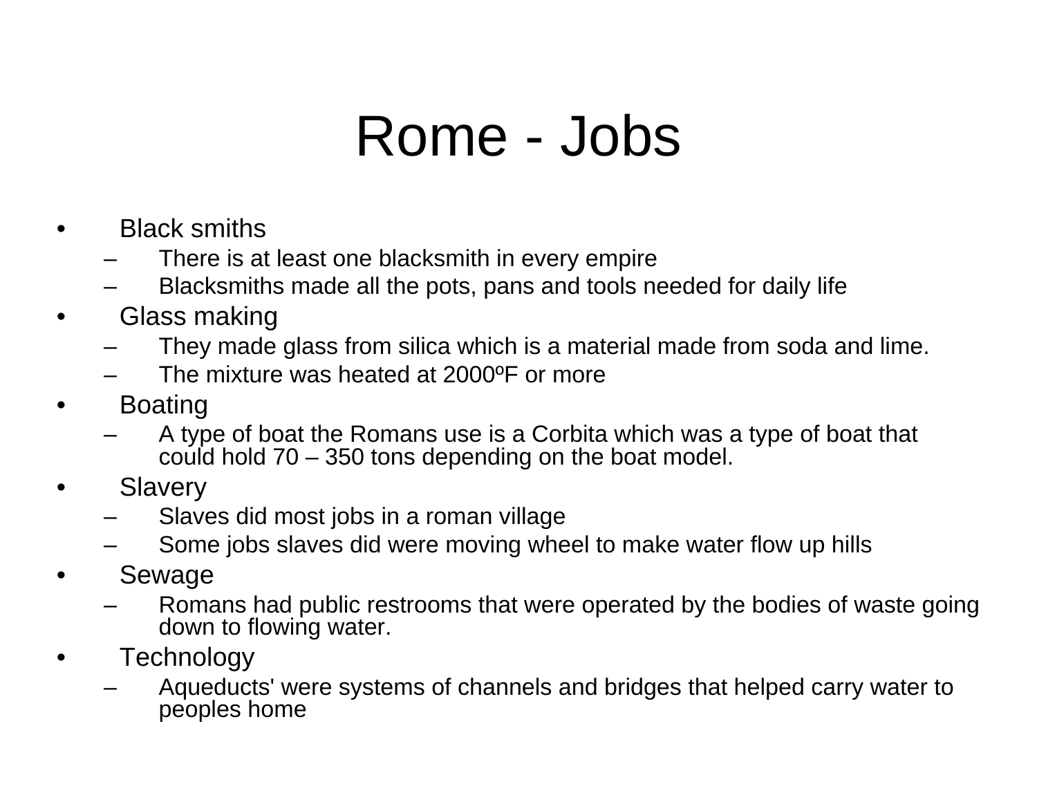# Rome - Jobs

- Black smiths
  - There is at least one blacksmith in every empire
  - Blacksmiths made all the pots, pans and tools needed for daily life
- Glass making
  - They made glass from silica which is a material made from soda and lime.
  - The mixture was heated at 2000ºF or more
- Boating
  - A type of boat the Romans use is a Corbita which was a type of boat that could hold 70 – 350 tons depending on the boat model.
- Slavery
  - Slaves did most jobs in a roman village
  - Some jobs slaves did were moving wheel to make water flow up hills
- Sewage
  - Romans had public restrooms that were operated by the bodies of waste going down to flowing water.
- Technology
  - Aqueducts' were systems of channels and bridges that helped carry water to peoples home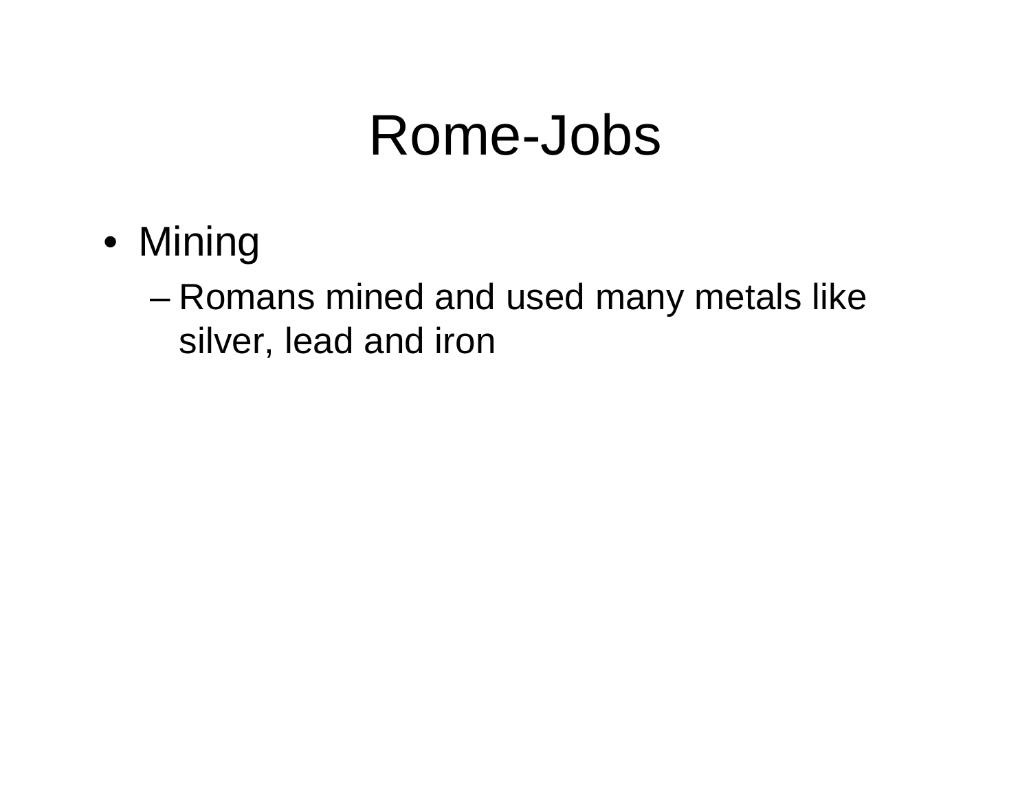# Rome-Jobs

- Mining
  - Romans mined and used many metals like silver, lead and iron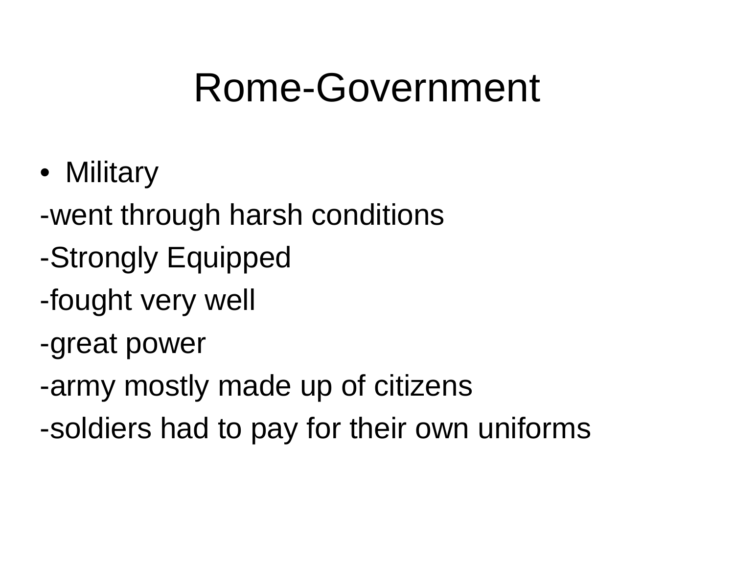# Rome-Government

- Military

-went through harsh conditions

-Strongly Equipped

-fought very well

-great power

-army mostly made up of citizens

-soldiers had to pay for their own uniforms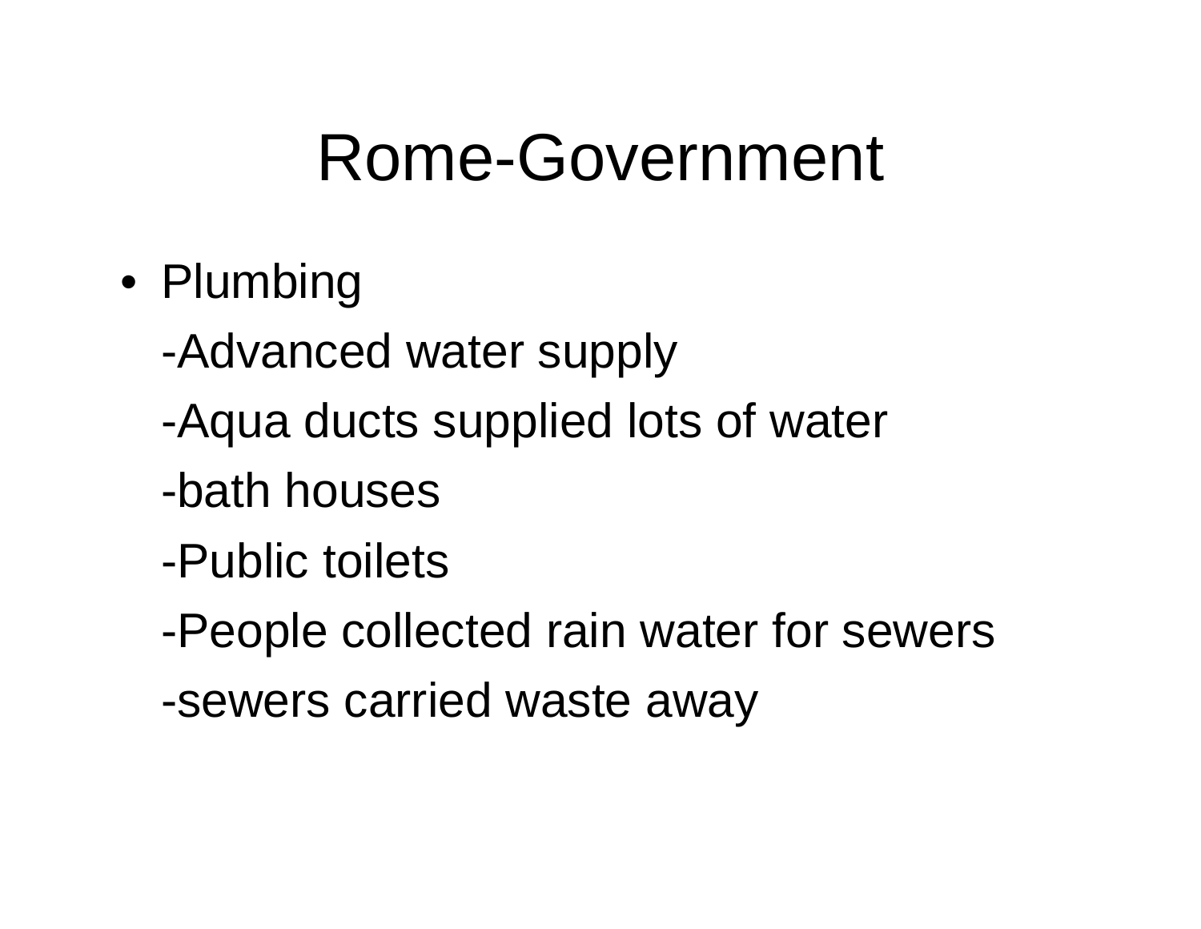# Rome-Government

- Plumbing

  -Advanced water supply

  -Aqua ducts supplied lots of water

  -bath houses

  -Public toilets

  -People collected rain water for sewers

  -sewers carried waste away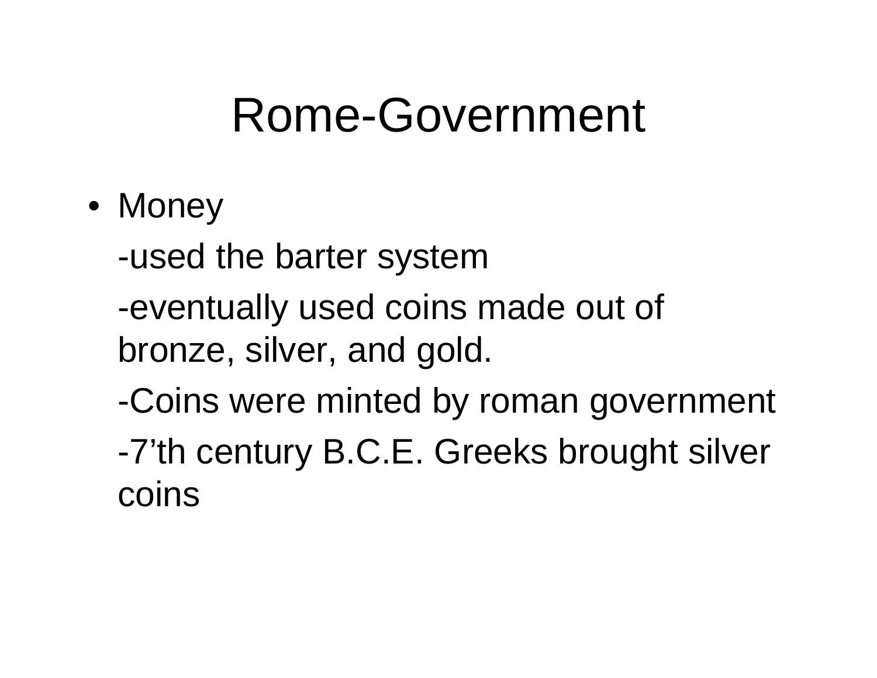# Rome-Government

- Money

  -used the barter system

  -eventually used coins made out of bronze, silver, and gold.

  -Coins were minted by roman government

  -7’th century B.C.E. Greeks brought silver coins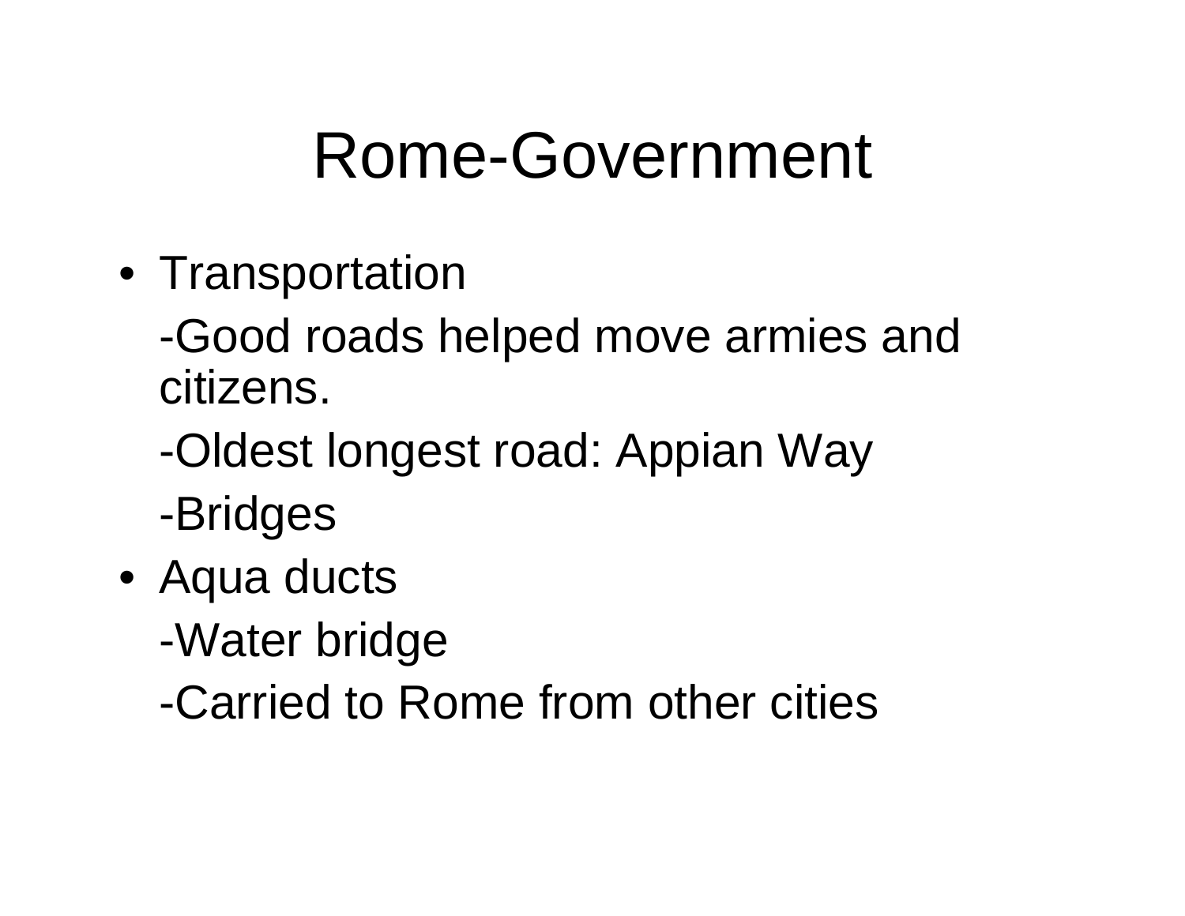# Rome-Government

- Transportation

  -Good roads helped move armies and citizens.

  -Oldest longest road: Appian Way

  -Bridges

- Aqua ducts

  -Water bridge

  -Carried to Rome from other cities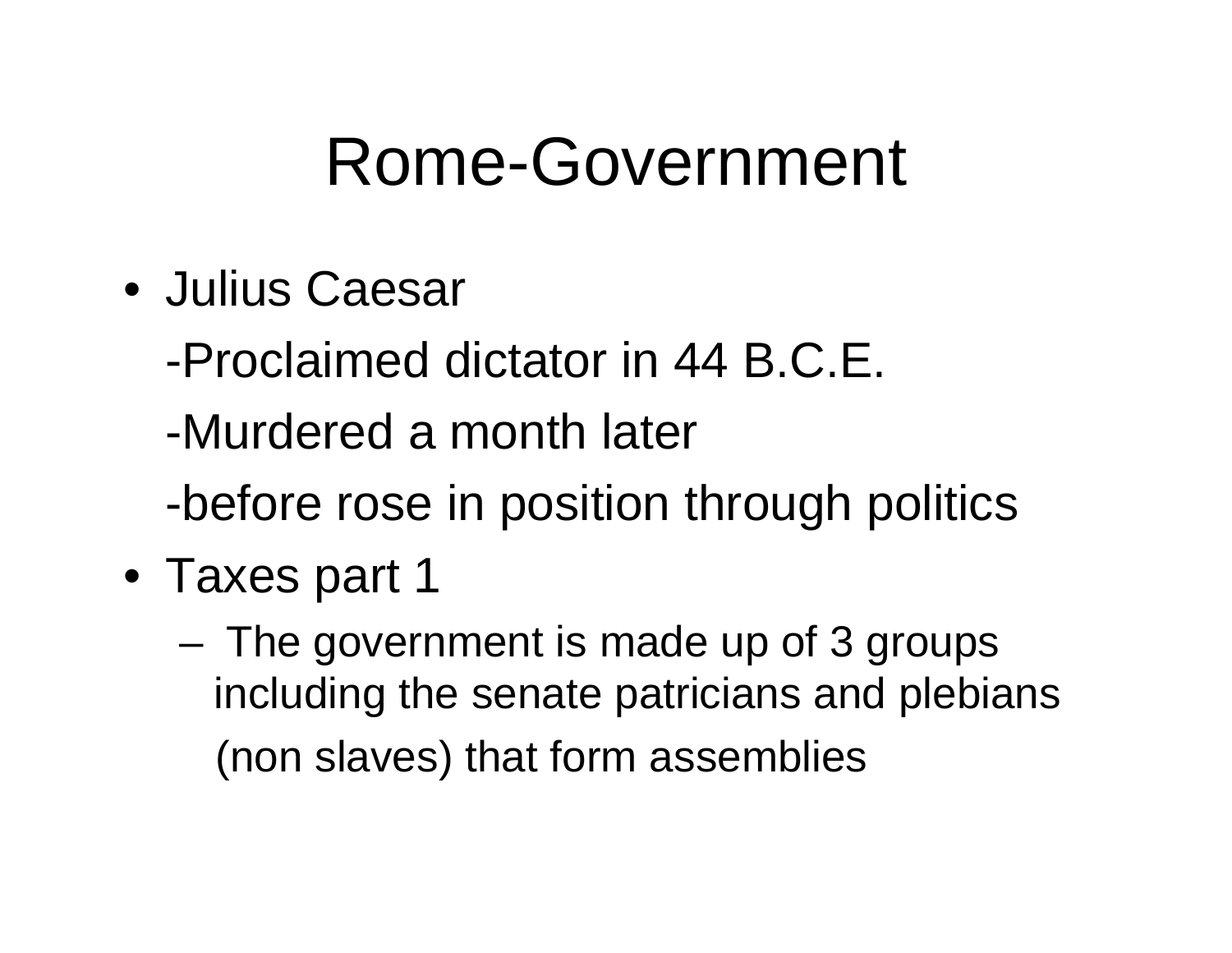# Rome-Government

- Julius Caesar

  -Proclaimed dictator in 44 B.C.E.

  -Murdered a month later

  -before rose in position through politics

- Taxes part 1
  - The government is made up of 3 groups including the senate patricians and plebians (non slaves) that form assemblies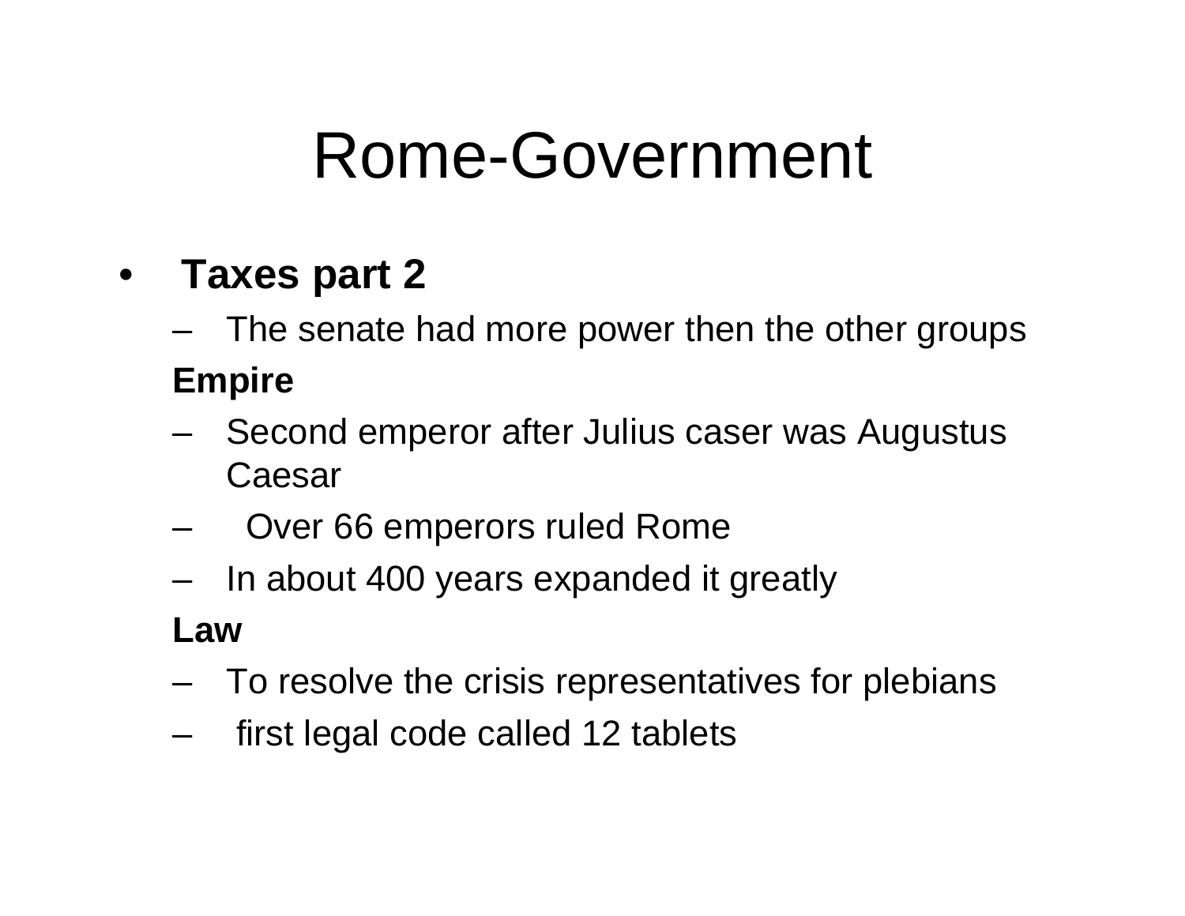# Rome-Government

- **Taxes part 2**
  - The senate had more power then the other groups

  **Empire**
  - Second emperor after Julius caser was Augustus Caesar
  - Over 66 emperors ruled Rome
  - In about 400 years expanded it greatly

  **Law**
  - To resolve the crisis representatives for plebians
  - first legal code called 12 tablets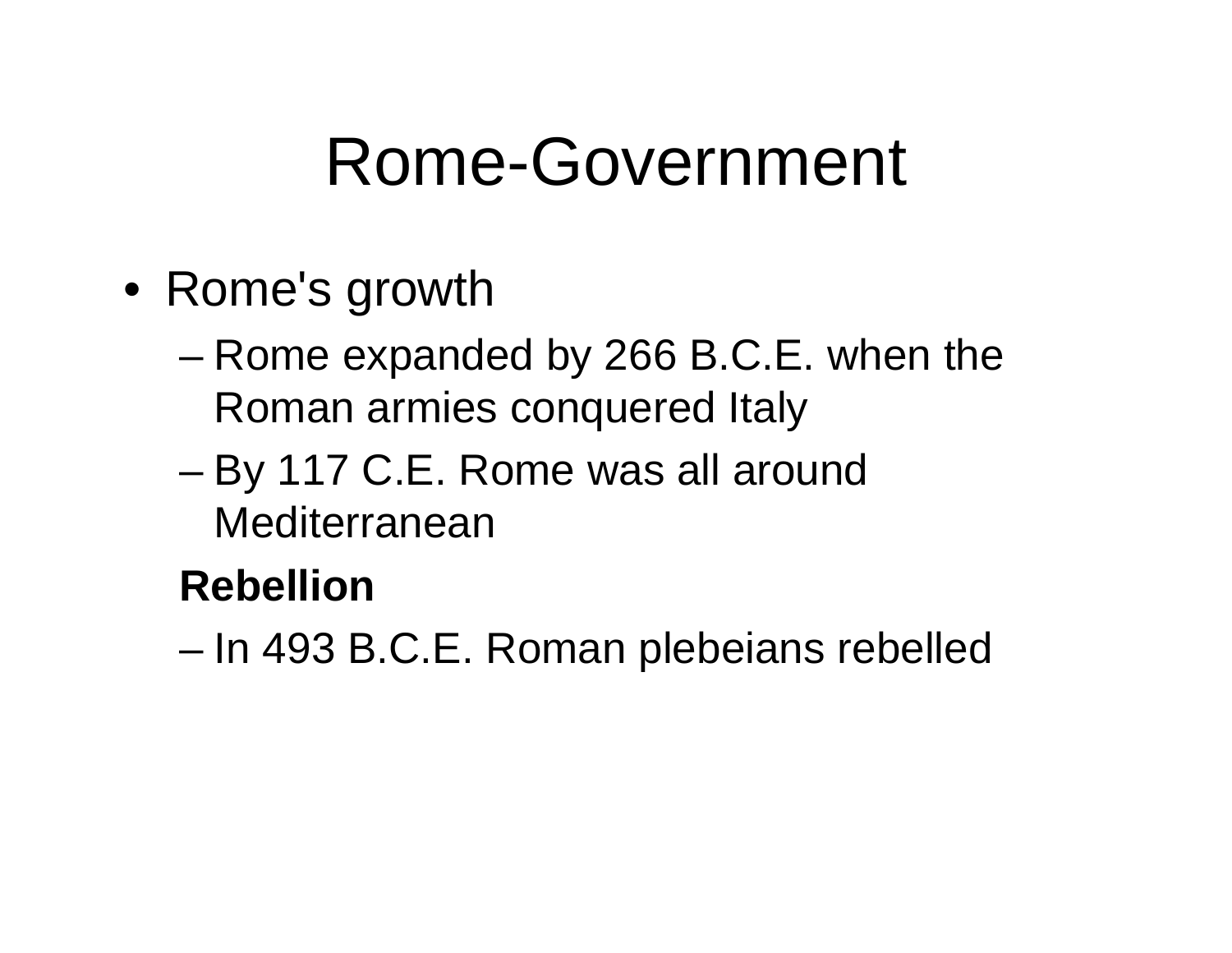# Rome-Government

- Rome's growth
  - Rome expanded by 266 B.C.E. when the Roman armies conquered Italy
  - By 117 C.E. Rome was all around Mediterranean

  **Rebellion**

  - In 493 B.C.E. Roman plebeians rebelled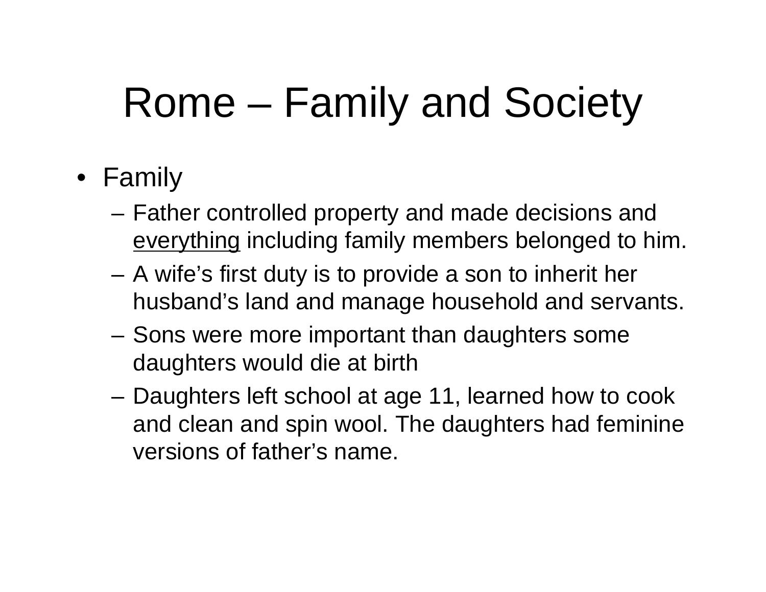# Rome – Family and Society

- Family
  - Father controlled property and made decisions and <u>everything</u> including family members belonged to him.
  - A wife's first duty is to provide a son to inherit her husband's land and manage household and servants.
  - Sons were more important than daughters some daughters would die at birth
  - Daughters left school at age 11, learned how to cook and clean and spin wool. The daughters had feminine versions of father's name.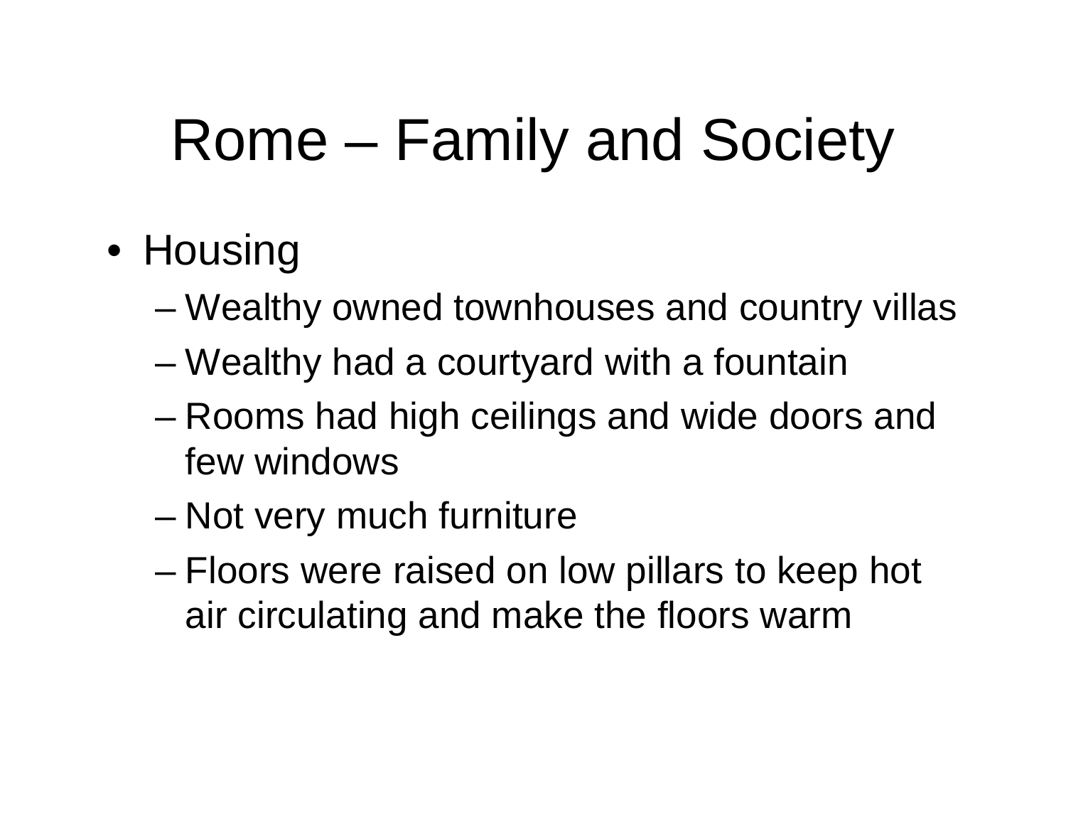# Rome – Family and Society

- Housing
  - Wealthy owned townhouses and country villas
  - Wealthy had a courtyard with a fountain
  - Rooms had high ceilings and wide doors and few windows
  - Not very much furniture
  - Floors were raised on low pillars to keep hot air circulating and make the floors warm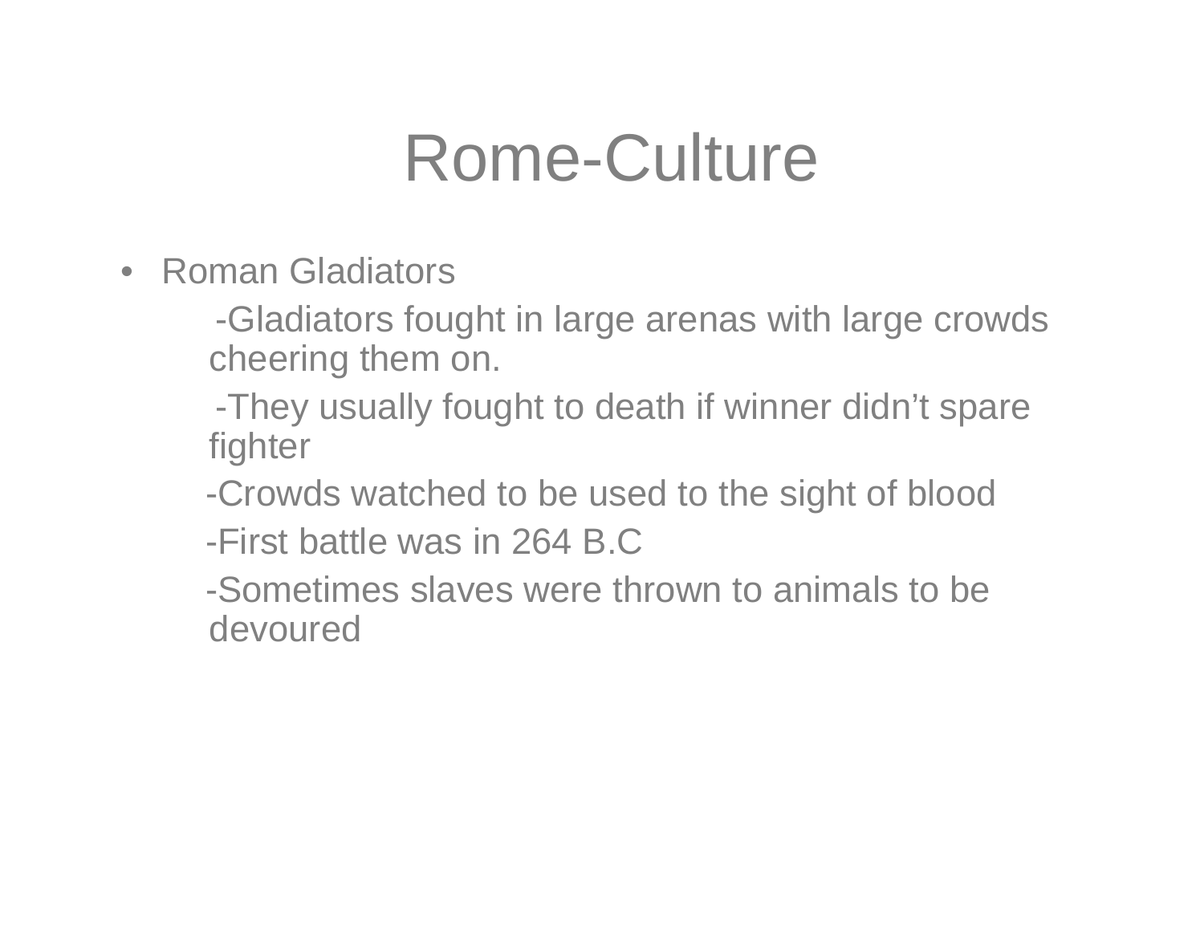# Rome-Culture

- Roman Gladiators
  - -Gladiators fought in large arenas with large crowds cheering them on.
  - -They usually fought to death if winner didn't spare fighter
  - -Crowds watched to be used to the sight of blood
  - -First battle was in 264 B.C
  - -Sometimes slaves were thrown to animals to be devoured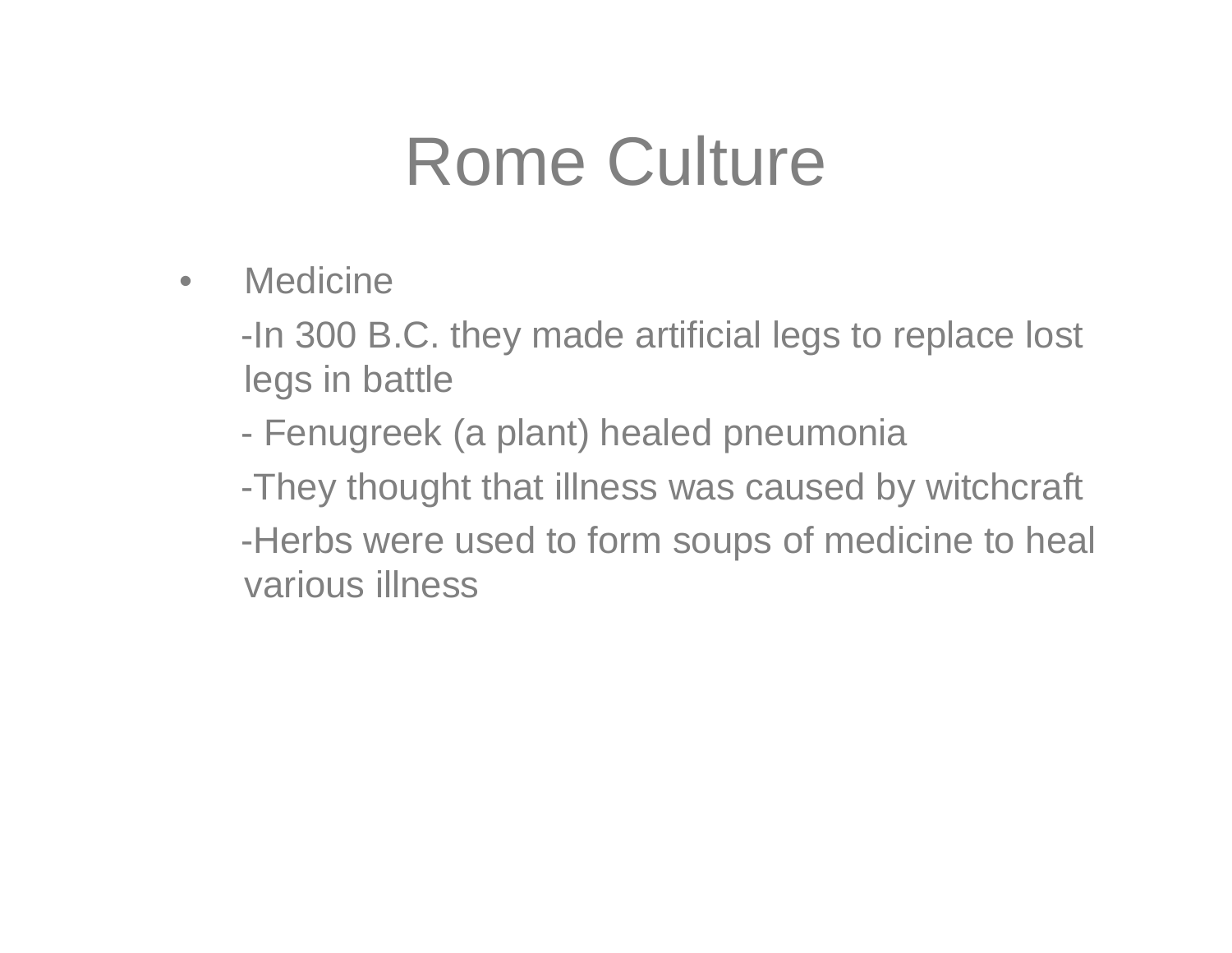# Rome Culture

- Medicine

  -In 300 B.C. they made artificial legs to replace lost legs in battle

  - Fenugreek (a plant) healed pneumonia

  -They thought that illness was caused by witchcraft

  -Herbs were used to form soups of medicine to heal various illness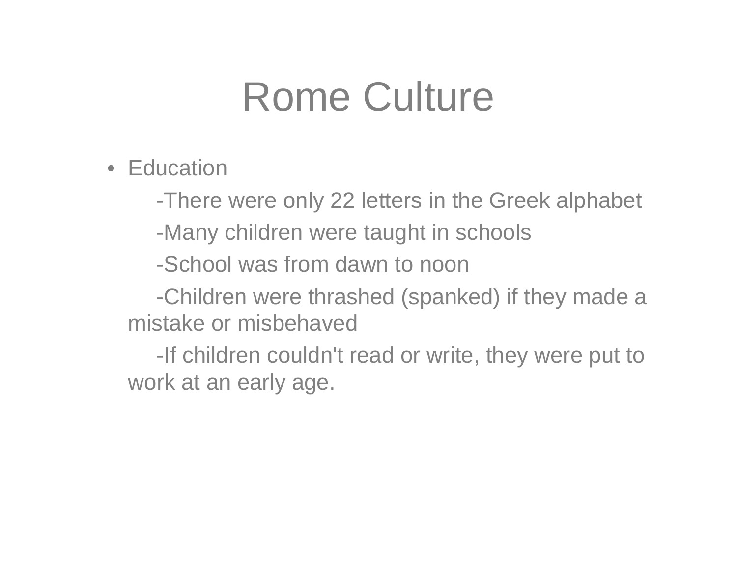# Rome Culture

- Education

  -There were only 22 letters in the Greek alphabet

  -Many children were taught in schools

  -School was from dawn to noon

  -Children were thrashed (spanked) if they made a mistake or misbehaved

  -If children couldn't read or write, they were put to work at an early age.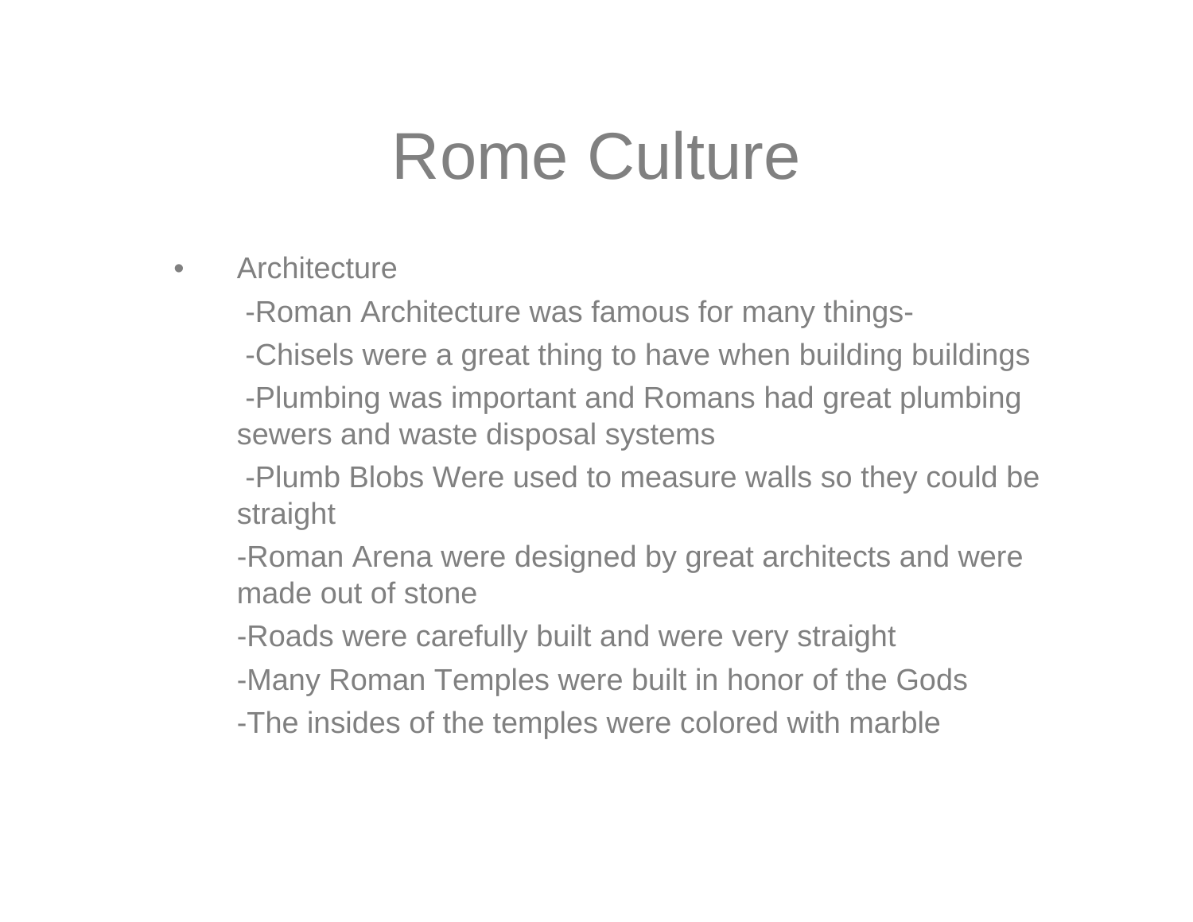# Rome Culture

- Architecture

  -Roman Architecture was famous for many things-

  -Chisels were a great thing to have when building buildings

  -Plumbing was important and Romans had great plumbing sewers and waste disposal systems

  -Plumb Blobs Were used to measure walls so they could be straight

  -Roman Arena were designed by great architects and were made out of stone

  -Roads were carefully built and were very straight

  -Many Roman Temples were built in honor of the Gods

  -The insides of the temples were colored with marble